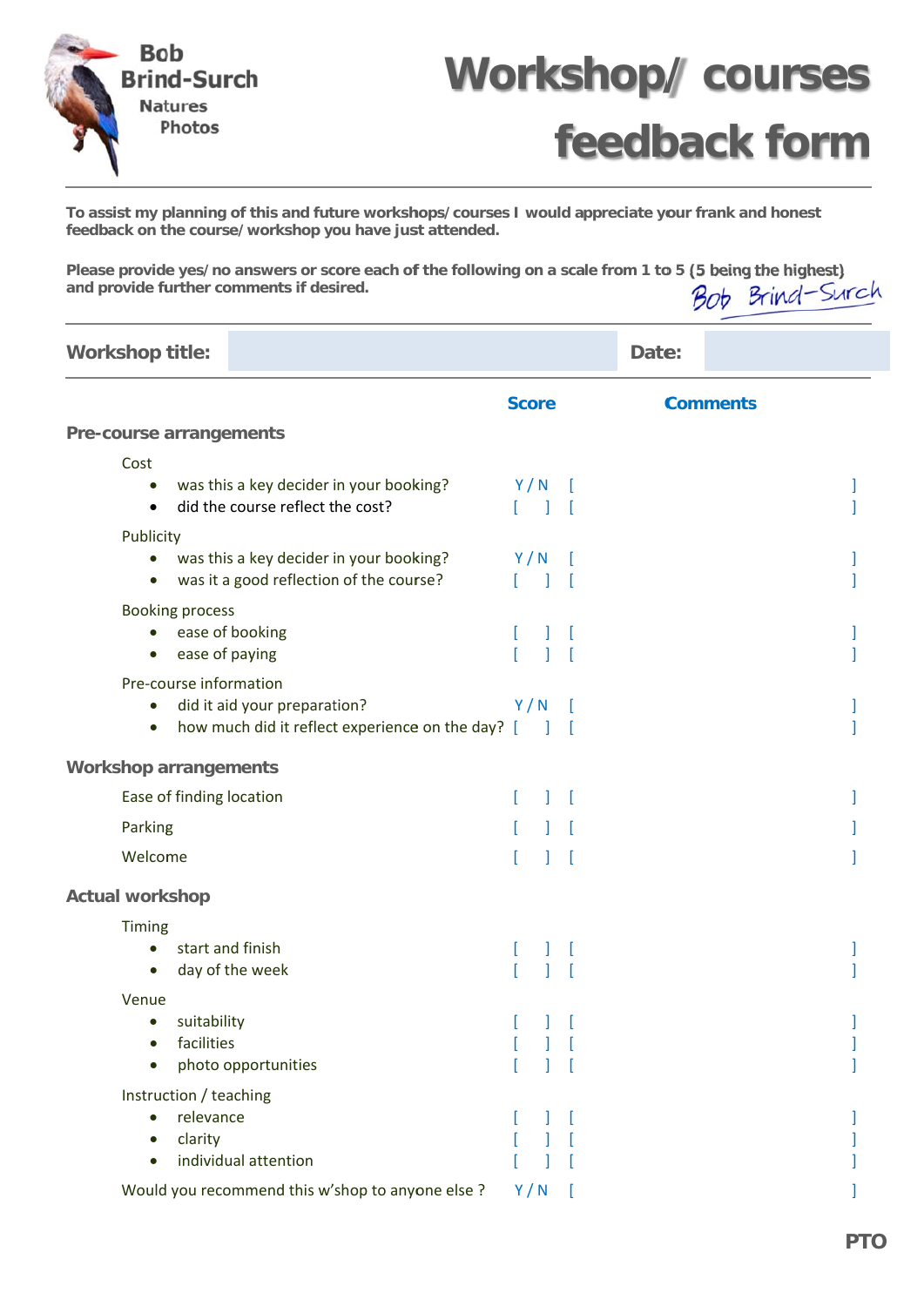Bob Brind-Surch Natures Photos

# Workshop/ courses feedback form

**To assist my planning of this and future workshops/courses I would appreciate your frank and honest feedback on the course/workshop you have just attended.**

**Please provide yes/no answers or score each of the following on a scale from 1 to 5 (5 being the highest) and provide further comments if desired.**

Bob Brind-Surch

| **Workshop title:** | | **Date:** | |
|---|---|---|---|

| | Score | Comments |
|---|---|---|
| **Pre-course arrangements** | | |
| Cost | | |
| • was this a key decider in your booking? | Y / N | [ ] |
| • did the course reflect the cost? | [ ] | [ ] |
| Publicity | | |
| • was this a key decider in your booking? | Y / N | [ ] |
| • was it a good reflection of the course? | [ ] | [ ] |
| Booking process | | |
| • ease of booking | [ ] | [ ] |
| • ease of paying | [ ] | [ ] |
| Pre-course information | | |
| • did it aid your preparation? | Y / N | [ ] |
| • how much did it reflect experience on the day? | [ ] | [ ] |
| **Workshop arrangements** | | |
| Ease of finding location | [ ] | [ ] |
| Parking | [ ] | [ ] |
| Welcome | [ ] | [ ] |
| **Actual workshop** | | |
| Timing | | |
| • start and finish | [ ] | [ ] |
| • day of the week | [ ] | [ ] |
| Venue | | |
| • suitability | [ ] | [ ] |
| • facilities | [ ] | [ ] |
| • photo opportunities | [ ] | [ ] |
| Instruction / teaching | | |
| • relevance | [ ] | [ ] |
| • clarity | [ ] | [ ] |
| • individual attention | [ ] | [ ] |
| Would you recommend this w'shop to anyone else ? | Y / N | [ ] |

**PTO**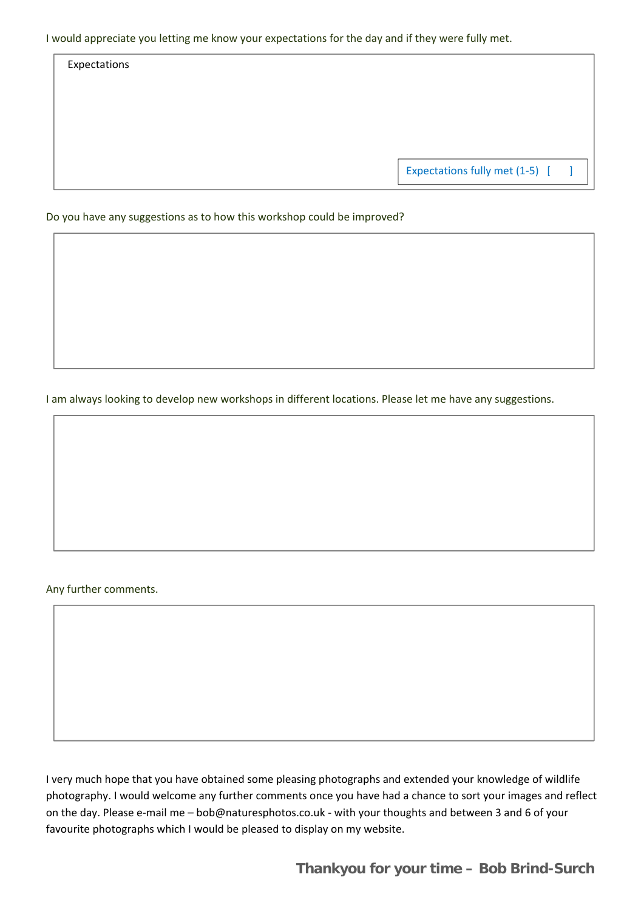I would appreciate you letting me know your expectations for the day and if they were fully met.

Expectations

Expectations fully met (1-5) [ ]

Do you have any suggestions as to how this workshop could be improved?

I am always looking to develop new workshops in different locations. Please let me have any suggestions.

Any further comments.

I very much hope that you have obtained some pleasing photographs and extended your knowledge of wildlife photography. I would welcome any further comments once you have had a chance to sort your images and reflect on the day. Please e-mail me – bob@naturesphotos.co.uk - with your thoughts and between 3 and 6 of your favourite photographs which I would be pleased to display on my website.

**Thankyou for your time – Bob Brind-Surch**